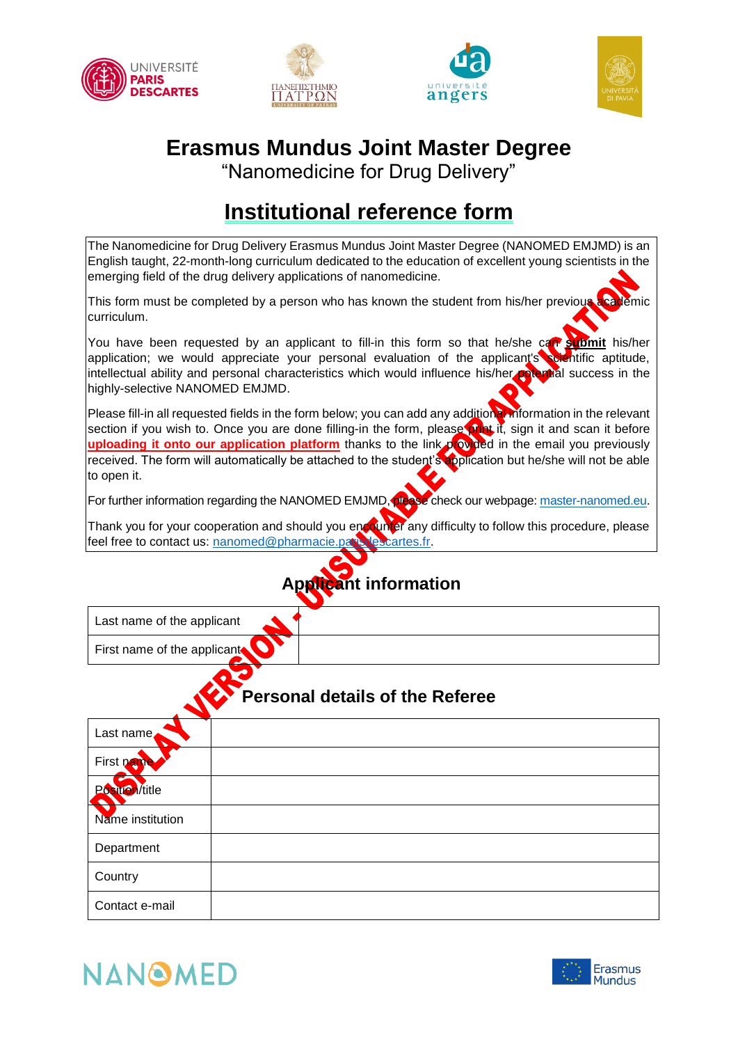# Erasmus Mundus Joint Master Degree

"Nanomedicine for Drug Delivery"

## Institutional reference form

The Nanomedicine for Drug Delivery Erasmus Mundus Joint Master Degree (NANOMED EMJMD) is an English taught, 22-month-long curriculum dedicated to the education of excellent young scientists in the emerging field of the drug delivery applications of nanomedicine.

This form must be completed by a person who has known the student from his/her previous academic curriculum.

You have been requested by an applicant to fill-in this form so that he/she can **submit** his/her application; we would appreciate your personal evaluation of the applicant's scientific aptitude, intellectual ability and personal characteristics which would influence his/her potential success in the highly-selective NANOMED EMJMD.

Please fill-in all requested fields in the form below; you can add any additional information in the relevant section if you wish to. Once you are done filling-in the form, please print it, sign it and scan it before **uploading it onto our application platform** thanks to the link provided in the email you previously received. The form will automatically be attached to the student's application but he/she will not be able to open it.

For further information regarding the NANOMED EMJMD, please check our webpage: master-nanomed.eu.

Thank you for your cooperation and should you encounter any difficulty to follow this procedure, please feel free to contact us: nanomed@pharmacie.parisdescartes.fr.

DISPLAY VERSION - UNSUITABLE FOR APPLICATION

### Applicant information

| Last name of the applicant | |
|---|---|
| First name of the applicant | |

### Personal details of the Referee

| Last name | |
|---|---|
| First name | |
| Position/title | |
| Name institution | |
| Department | |
| Country | |
| Contact e-mail | |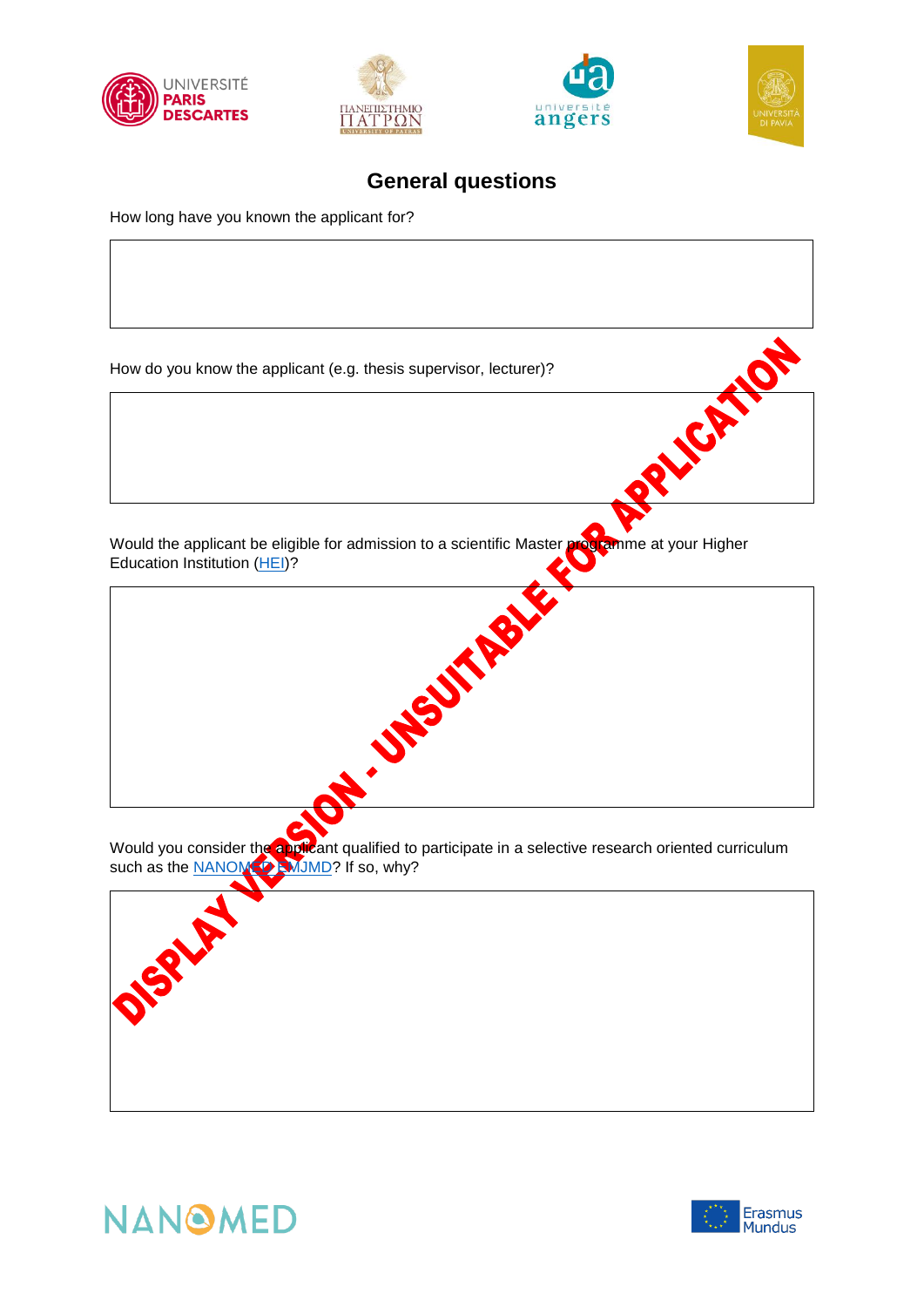## General questions

How long have you known the applicant for?

How do you know the applicant (e.g. thesis supervisor, lecturer)?

Would the applicant be eligible for admission to a scientific Master programme at your Higher Education Institution (HEI)?

Would you consider the applicant qualified to participate in a selective research oriented curriculum such as the NANOMED EMJMD? If so, why?

DISPLAY VERSION - UNSUITABLE FOR APPLICATION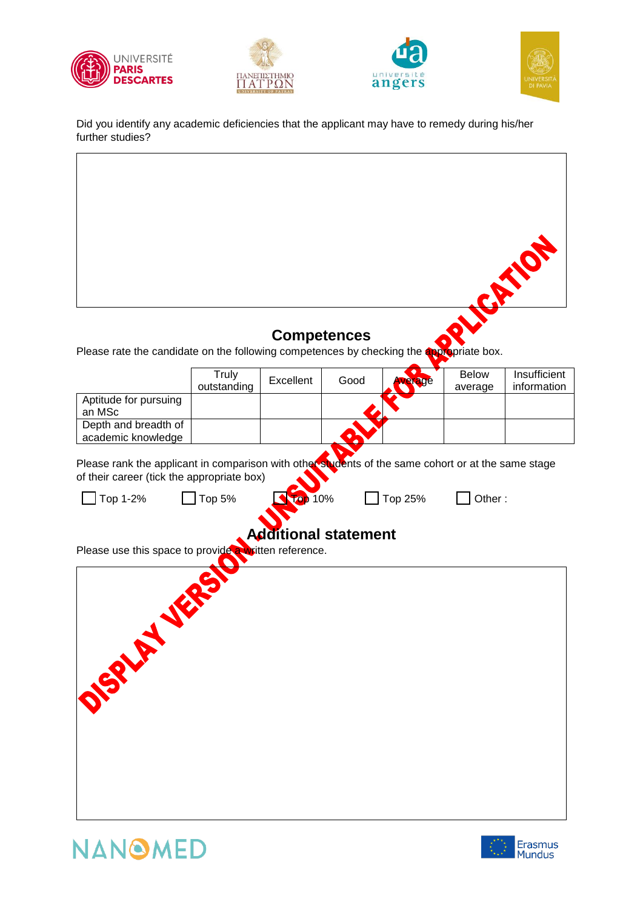Did you identify any academic deficiencies that the applicant may have to remedy during his/her further studies?

DISPLAY VERSION, UNSUITABLE FOR APPLICATION

## Competences

Please rate the candidate on the following competences by checking the appropriate box.

| | Truly outstanding | Excellent | Good | Average | Below average | Insufficient information |
|---|---|---|---|---|---|---|
| Aptitude for pursuing an MSc | | | | | | |
| Depth and breadth of academic knowledge | | | | | | |

Please rank the applicant in comparison with other students of the same cohort or at the same stage of their career (tick the appropriate box)

☐ Top 1-2% ☐ Top 5% ☐ Top 10% ☐ Top 25% ☐ Other :

## Additional statement

Please use this space to provide a written reference.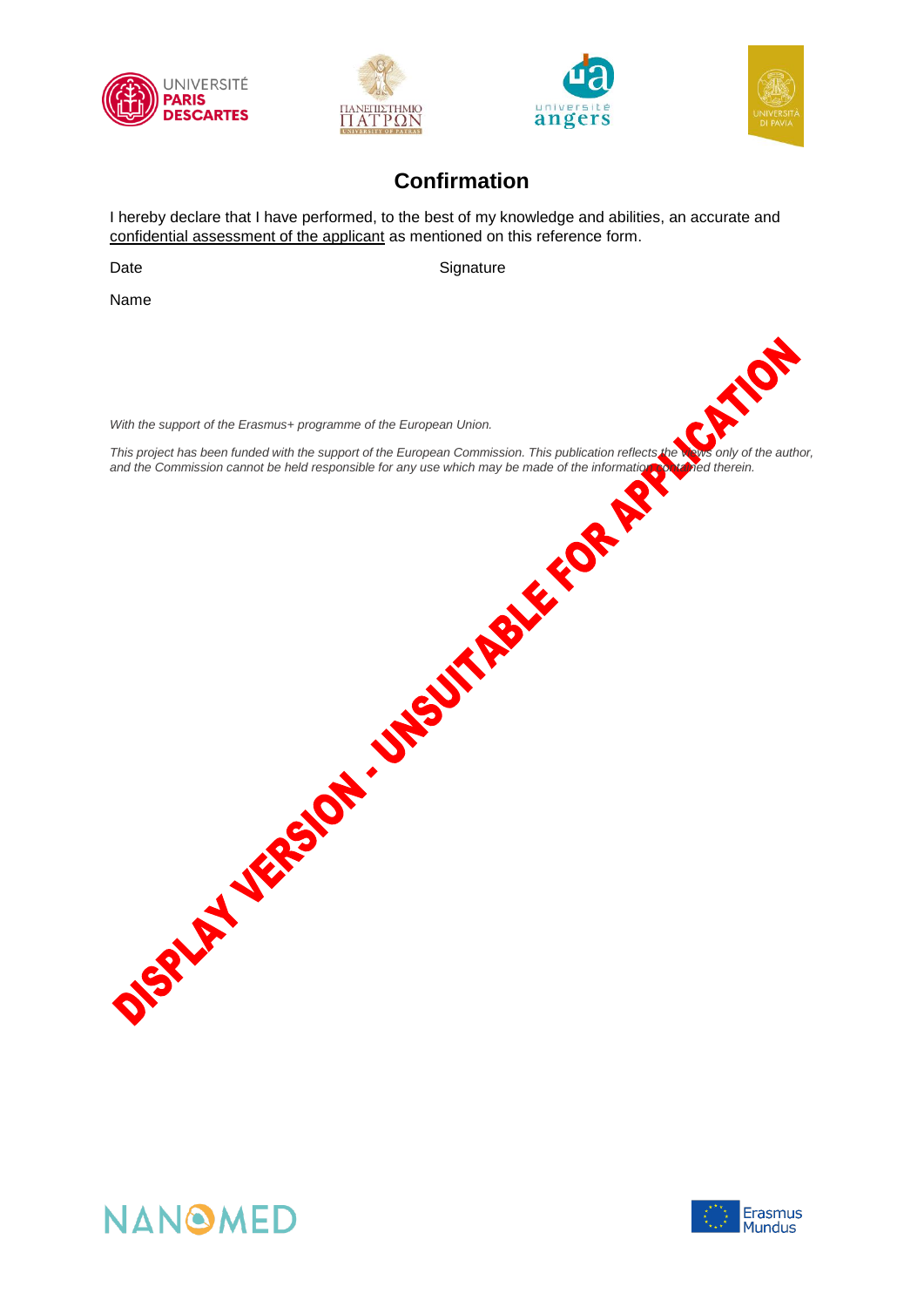## Confirmation

I hereby declare that I have performed, to the best of my knowledge and abilities, an accurate and confidential assessment of the applicant as mentioned on this reference form.

Date Signature

Name

*With the support of the Erasmus+ programme of the European Union.*

*This project has been funded with the support of the European Commission. This publication reflects the views only of the author, and the Commission cannot be held responsible for any use which may be made of the information contained therein.*

DISPLAY VERSION - UNSUITABLE FOR APPLICATION